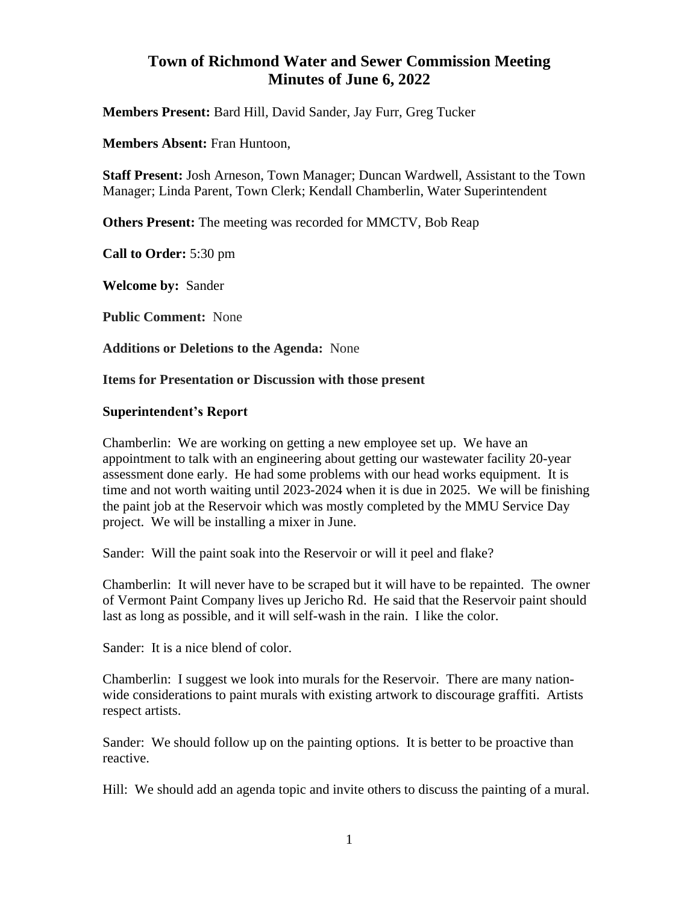# Town of Richmond Water and Sewer Commission Meeting
# Minutes of June 6, 2022

**Members Present:** Bard Hill, David Sander, Jay Furr, Greg Tucker

**Members Absent:** Fran Huntoon,

**Staff Present:** Josh Arneson, Town Manager; Duncan Wardwell, Assistant to the Town Manager; Linda Parent, Town Clerk; Kendall Chamberlin, Water Superintendent

**Others Present:** The meeting was recorded for MMCTV, Bob Reap

**Call to Order:** 5:30 pm

**Welcome by:** Sander

**Public Comment:** None

**Additions or Deletions to the Agenda:** None

**Items for Presentation or Discussion with those present**

**Superintendent's Report**

Chamberlin: We are working on getting a new employee set up. We have an appointment to talk with an engineering about getting our wastewater facility 20-year assessment done early. He had some problems with our head works equipment. It is time and not worth waiting until 2023-2024 when it is due in 2025. We will be finishing the paint job at the Reservoir which was mostly completed by the MMU Service Day project. We will be installing a mixer in June.

Sander: Will the paint soak into the Reservoir or will it peel and flake?

Chamberlin: It will never have to be scraped but it will have to be repainted. The owner of Vermont Paint Company lives up Jericho Rd. He said that the Reservoir paint should last as long as possible, and it will self-wash in the rain. I like the color.

Sander: It is a nice blend of color.

Chamberlin: I suggest we look into murals for the Reservoir. There are many nation-wide considerations to paint murals with existing artwork to discourage graffiti. Artists respect artists.

Sander: We should follow up on the painting options. It is better to be proactive than reactive.

Hill: We should add an agenda topic and invite others to discuss the painting of a mural.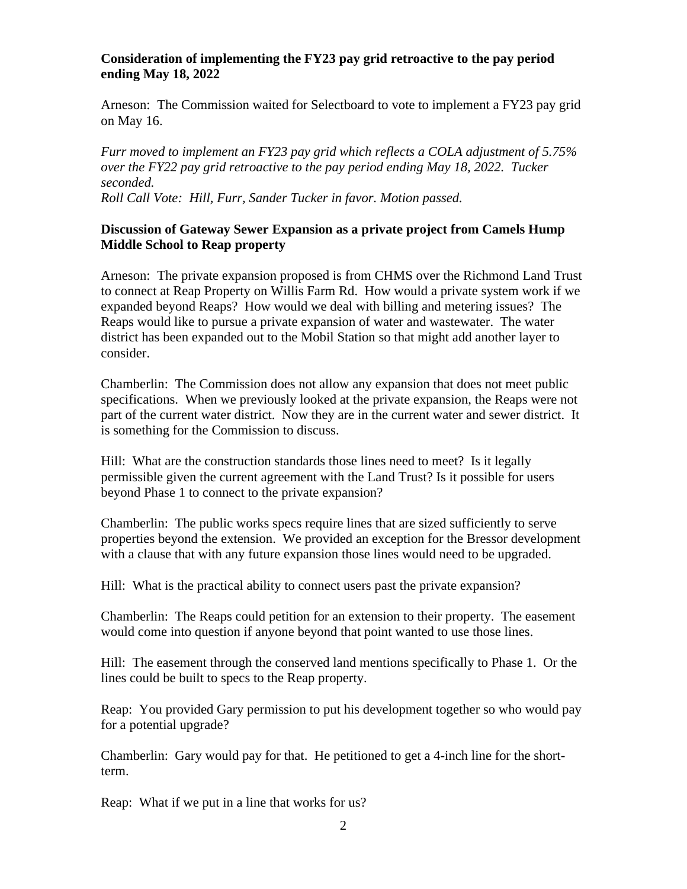**Consideration of implementing the FY23 pay grid retroactive to the pay period ending May 18, 2022**

Arneson: The Commission waited for Selectboard to vote to implement a FY23 pay grid on May 16.

*Furr moved to implement an FY23 pay grid which reflects a COLA adjustment of 5.75% over the FY22 pay grid retroactive to the pay period ending May 18, 2022. Tucker seconded.*
*Roll Call Vote: Hill, Furr, Sander Tucker in favor. Motion passed.*

**Discussion of Gateway Sewer Expansion as a private project from Camels Hump Middle School to Reap property**

Arneson: The private expansion proposed is from CHMS over the Richmond Land Trust to connect at Reap Property on Willis Farm Rd. How would a private system work if we expanded beyond Reaps? How would we deal with billing and metering issues? The Reaps would like to pursue a private expansion of water and wastewater. The water district has been expanded out to the Mobil Station so that might add another layer to consider.

Chamberlin: The Commission does not allow any expansion that does not meet public specifications. When we previously looked at the private expansion, the Reaps were not part of the current water district. Now they are in the current water and sewer district. It is something for the Commission to discuss.

Hill: What are the construction standards those lines need to meet? Is it legally permissible given the current agreement with the Land Trust? Is it possible for users beyond Phase 1 to connect to the private expansion?

Chamberlin: The public works specs require lines that are sized sufficiently to serve properties beyond the extension. We provided an exception for the Bressor development with a clause that with any future expansion those lines would need to be upgraded.

Hill: What is the practical ability to connect users past the private expansion?

Chamberlin: The Reaps could petition for an extension to their property. The easement would come into question if anyone beyond that point wanted to use those lines.

Hill: The easement through the conserved land mentions specifically to Phase 1. Or the lines could be built to specs to the Reap property.

Reap: You provided Gary permission to put his development together so who would pay for a potential upgrade?

Chamberlin: Gary would pay for that. He petitioned to get a 4-inch line for the short-term.

Reap: What if we put in a line that works for us?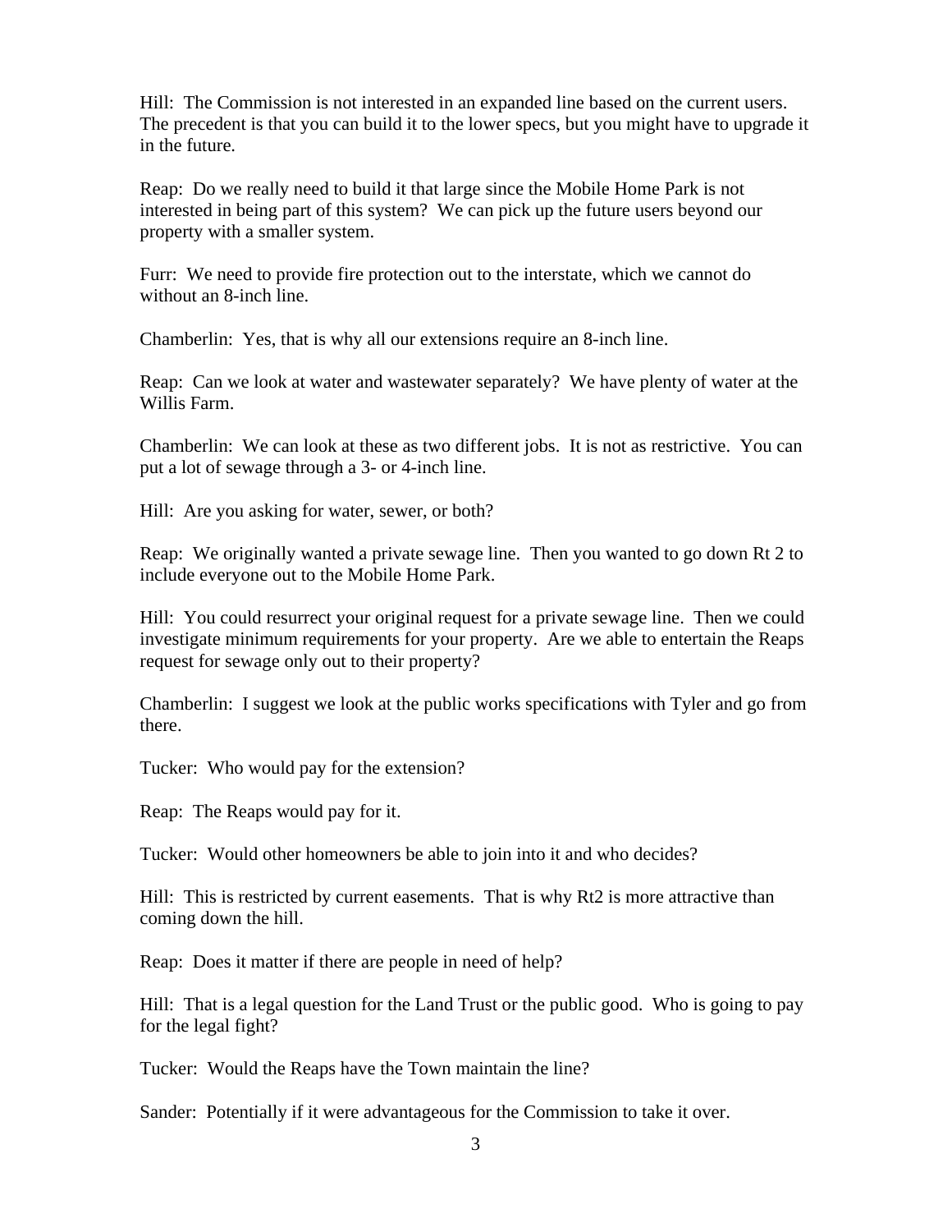Hill: The Commission is not interested in an expanded line based on the current users. The precedent is that you can build it to the lower specs, but you might have to upgrade it in the future.

Reap: Do we really need to build it that large since the Mobile Home Park is not interested in being part of this system? We can pick up the future users beyond our property with a smaller system.

Furr: We need to provide fire protection out to the interstate, which we cannot do without an 8-inch line.

Chamberlin: Yes, that is why all our extensions require an 8-inch line.

Reap: Can we look at water and wastewater separately? We have plenty of water at the Willis Farm.

Chamberlin: We can look at these as two different jobs. It is not as restrictive. You can put a lot of sewage through a 3- or 4-inch line.

Hill: Are you asking for water, sewer, or both?

Reap: We originally wanted a private sewage line. Then you wanted to go down Rt 2 to include everyone out to the Mobile Home Park.

Hill: You could resurrect your original request for a private sewage line. Then we could investigate minimum requirements for your property. Are we able to entertain the Reaps request for sewage only out to their property?

Chamberlin: I suggest we look at the public works specifications with Tyler and go from there.

Tucker: Who would pay for the extension?

Reap: The Reaps would pay for it.

Tucker: Would other homeowners be able to join into it and who decides?

Hill: This is restricted by current easements. That is why Rt2 is more attractive than coming down the hill.

Reap: Does it matter if there are people in need of help?

Hill: That is a legal question for the Land Trust or the public good. Who is going to pay for the legal fight?

Tucker: Would the Reaps have the Town maintain the line?

Sander: Potentially if it were advantageous for the Commission to take it over.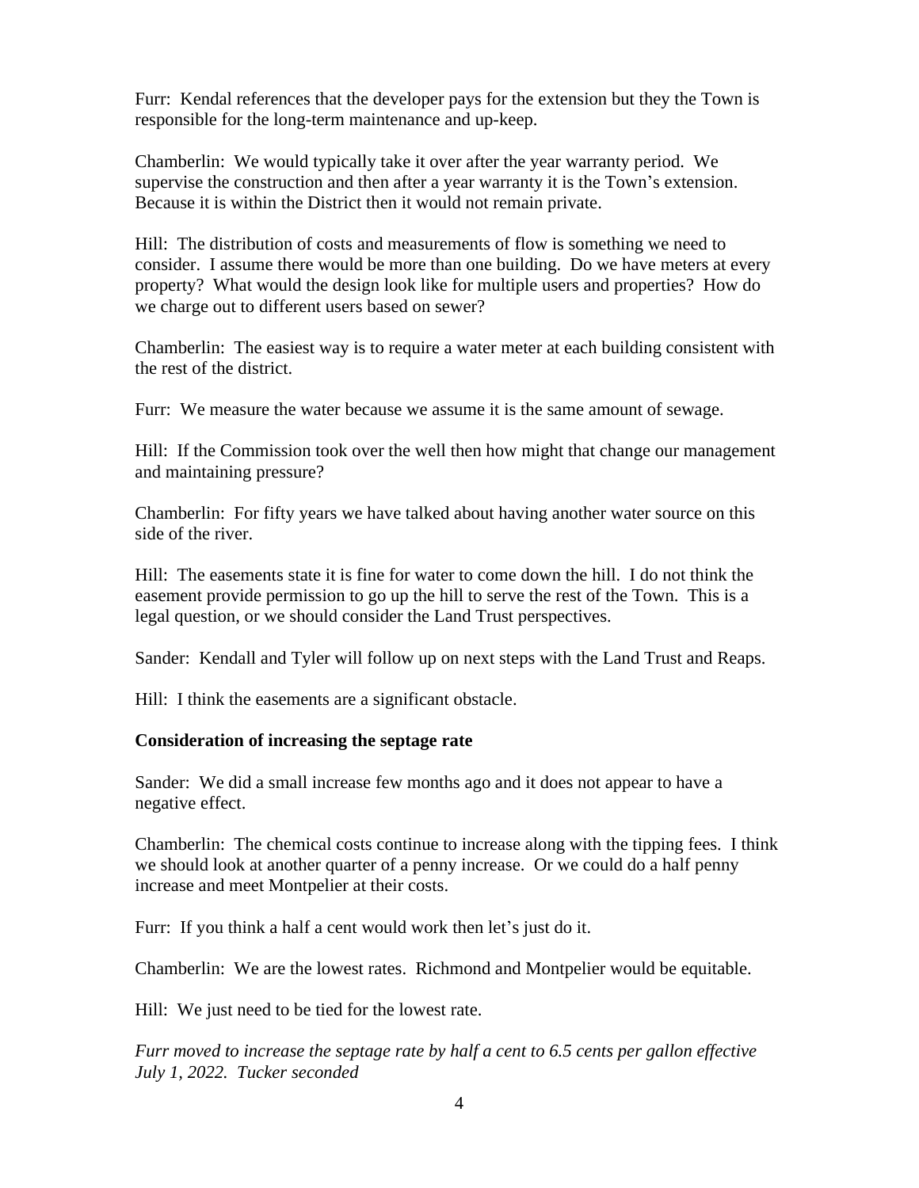Furr: Kendal references that the developer pays for the extension but they the Town is responsible for the long-term maintenance and up-keep.

Chamberlin: We would typically take it over after the year warranty period. We supervise the construction and then after a year warranty it is the Town's extension. Because it is within the District then it would not remain private.

Hill: The distribution of costs and measurements of flow is something we need to consider. I assume there would be more than one building. Do we have meters at every property? What would the design look like for multiple users and properties? How do we charge out to different users based on sewer?

Chamberlin: The easiest way is to require a water meter at each building consistent with the rest of the district.

Furr: We measure the water because we assume it is the same amount of sewage.

Hill: If the Commission took over the well then how might that change our management and maintaining pressure?

Chamberlin: For fifty years we have talked about having another water source on this side of the river.

Hill: The easements state it is fine for water to come down the hill. I do not think the easement provide permission to go up the hill to serve the rest of the Town. This is a legal question, or we should consider the Land Trust perspectives.

Sander: Kendall and Tyler will follow up on next steps with the Land Trust and Reaps.

Hill: I think the easements are a significant obstacle.

**Consideration of increasing the septage rate**

Sander: We did a small increase few months ago and it does not appear to have a negative effect.

Chamberlin: The chemical costs continue to increase along with the tipping fees. I think we should look at another quarter of a penny increase. Or we could do a half penny increase and meet Montpelier at their costs.

Furr: If you think a half a cent would work then let's just do it.

Chamberlin: We are the lowest rates. Richmond and Montpelier would be equitable.

Hill: We just need to be tied for the lowest rate.

*Furr moved to increase the septage rate by half a cent to 6.5 cents per gallon effective July 1, 2022. Tucker seconded*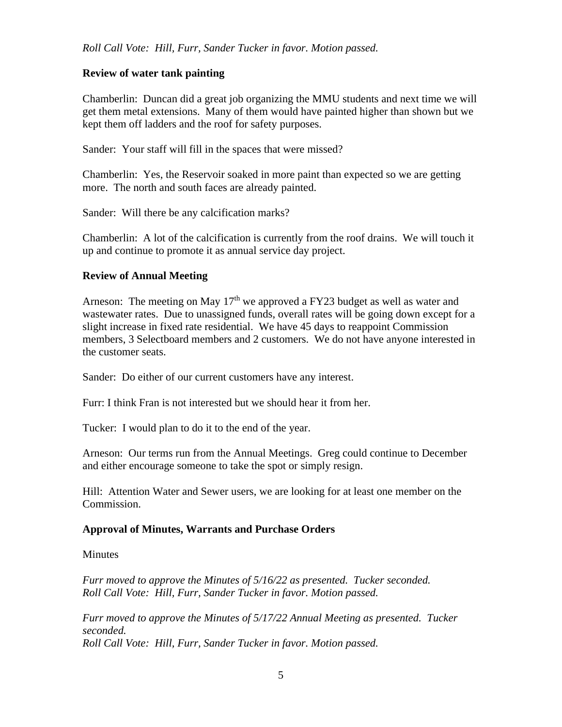*Roll Call Vote: Hill, Furr, Sander Tucker in favor. Motion passed.*

**Review of water tank painting**

Chamberlin: Duncan did a great job organizing the MMU students and next time we will get them metal extensions. Many of them would have painted higher than shown but we kept them off ladders and the roof for safety purposes.

Sander: Your staff will fill in the spaces that were missed?

Chamberlin: Yes, the Reservoir soaked in more paint than expected so we are getting more. The north and south faces are already painted.

Sander: Will there be any calcification marks?

Chamberlin: A lot of the calcification is currently from the roof drains. We will touch it up and continue to promote it as annual service day project.

**Review of Annual Meeting**

Arneson: The meeting on May 17th we approved a FY23 budget as well as water and wastewater rates. Due to unassigned funds, overall rates will be going down except for a slight increase in fixed rate residential. We have 45 days to reappoint Commission members, 3 Selectboard members and 2 customers. We do not have anyone interested in the customer seats.

Sander: Do either of our current customers have any interest.

Furr: I think Fran is not interested but we should hear it from her.

Tucker: I would plan to do it to the end of the year.

Arneson: Our terms run from the Annual Meetings. Greg could continue to December and either encourage someone to take the spot or simply resign.

Hill: Attention Water and Sewer users, we are looking for at least one member on the Commission.

**Approval of Minutes, Warrants and Purchase Orders**

Minutes

*Furr moved to approve the Minutes of 5/16/22 as presented. Tucker seconded.*
*Roll Call Vote: Hill, Furr, Sander Tucker in favor. Motion passed.*

*Furr moved to approve the Minutes of 5/17/22 Annual Meeting as presented. Tucker seconded.*
*Roll Call Vote: Hill, Furr, Sander Tucker in favor. Motion passed.*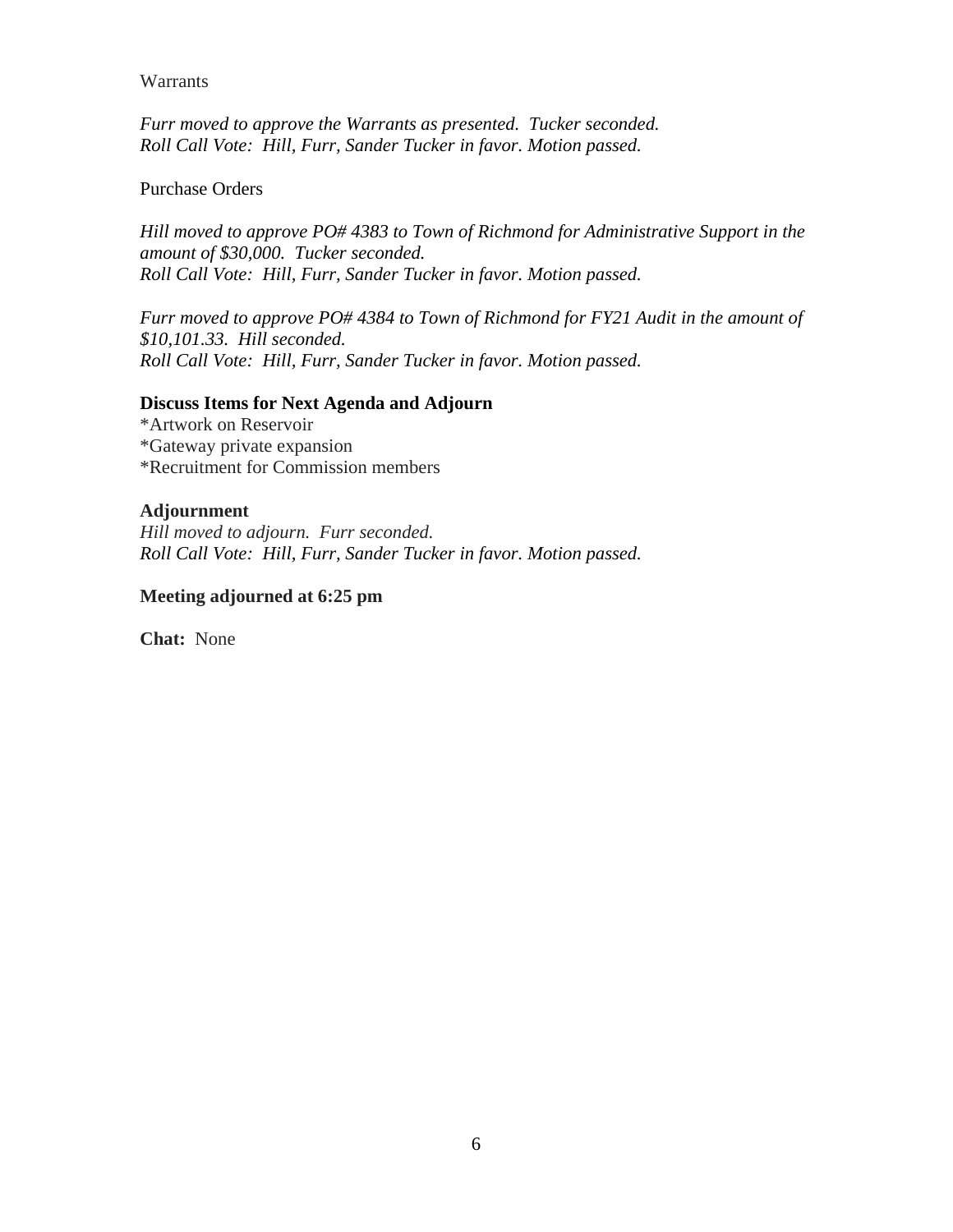Warrants

*Furr moved to approve the Warrants as presented. Tucker seconded.*
*Roll Call Vote: Hill, Furr, Sander Tucker in favor. Motion passed.*

Purchase Orders

*Hill moved to approve PO# 4383 to Town of Richmond for Administrative Support in the amount of $30,000. Tucker seconded.*
*Roll Call Vote: Hill, Furr, Sander Tucker in favor. Motion passed.*

*Furr moved to approve PO# 4384 to Town of Richmond for FY21 Audit in the amount of $10,101.33. Hill seconded.*
*Roll Call Vote: Hill, Furr, Sander Tucker in favor. Motion passed.*

**Discuss Items for Next Agenda and Adjourn**
*Artwork on Reservoir
*Gateway private expansion
*Recruitment for Commission members

**Adjournment**
*Hill moved to adjourn. Furr seconded.*
*Roll Call Vote: Hill, Furr, Sander Tucker in favor. Motion passed.*

**Meeting adjourned at 6:25 pm**

**Chat:** None